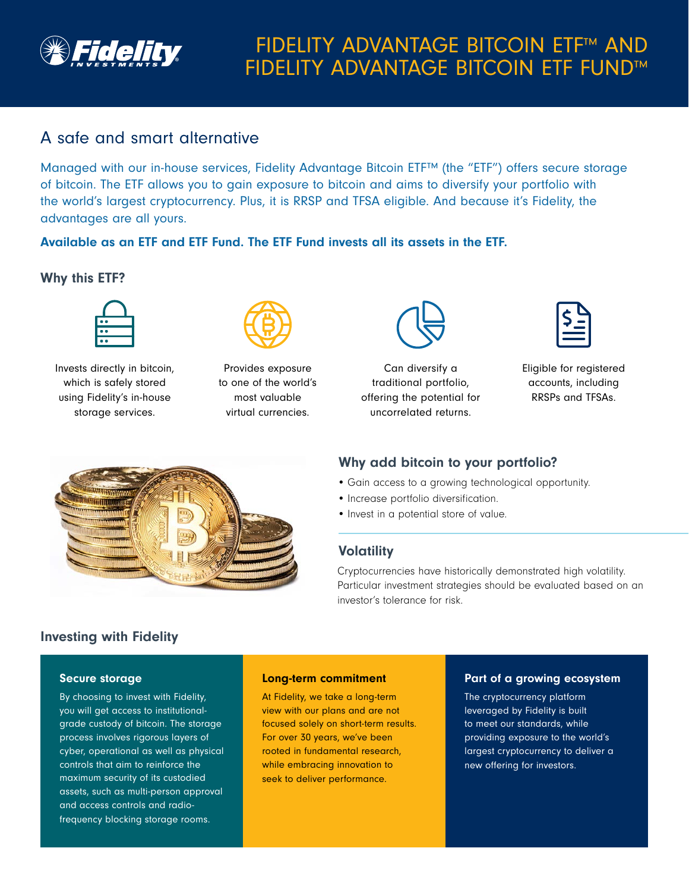# FIDELITY ADVANTAGE BITCOIN ETF™ AND FIDELITY ADVANTAGE BITCOIN ETF FUND™

## A safe and smart alternative

Managed with our in-house services, Fidelity Advantage Bitcoin ETF™ (the "ETF") offers secure storage of bitcoin. The ETF allows you to gain exposure to bitcoin and aims to diversify your portfolio with the world's largest cryptocurrency. Plus, it is RRSP and TFSA eligible. And because it's Fidelity, the advantages are all yours.

**Available as an ETF and ETF Fund. The ETF Fund invests all its assets in the ETF.**

### Why this ETF?

- Invests directly in bitcoin, which is safely stored using Fidelity's in-house storage services.
- Provides exposure to one of the world's most valuable virtual currencies.
- Can diversify a traditional portfolio, offering the potential for uncorrelated returns.
- Eligible for registered accounts, including RRSPs and TFSAs.

### Why add bitcoin to your portfolio?

- Gain access to a growing technological opportunity.
- Increase portfolio diversification.
- Invest in a potential store of value.

### Volatility

Cryptocurrencies have historically demonstrated high volatility. Particular investment strategies should be evaluated based on an investor's tolerance for risk.

### Investing with Fidelity

#### Secure storage

By choosing to invest with Fidelity, you will get access to institutional-grade custody of bitcoin. The storage process involves rigorous layers of cyber, operational as well as physical controls that aim to reinforce the maximum security of its custodied assets, such as multi-person approval and access controls and radio-frequency blocking storage rooms.

#### Long-term commitment

At Fidelity, we take a long-term view with our plans and are not focused solely on short-term results. For over 30 years, we've been rooted in fundamental research, while embracing innovation to seek to deliver performance.

#### Part of a growing ecosystem

The cryptocurrency platform leveraged by Fidelity is built to meet our standards, while providing exposure to the world's largest cryptocurrency to deliver a new offering for investors.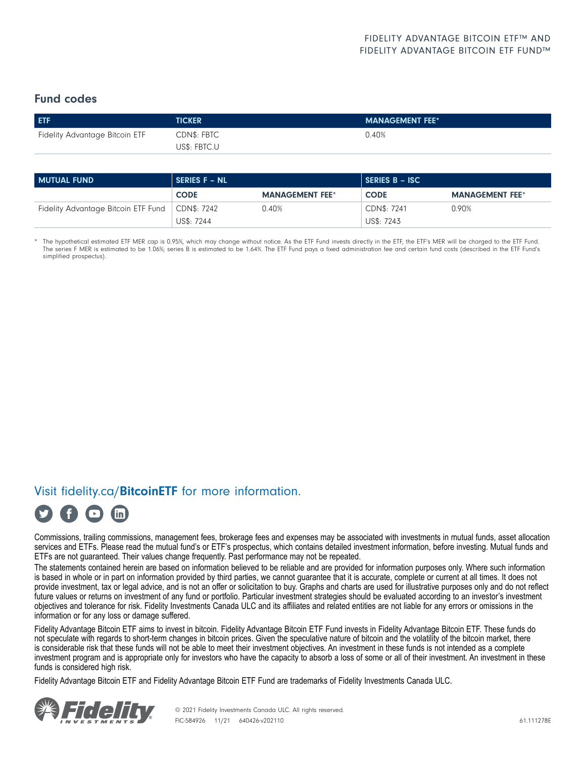## Fund codes

| ETF | TICKER | MANAGEMENT FEE* |
| --- | --- | --- |
| Fidelity Advantage Bitcoin ETF | CDN$: FBTC<br>US$: FBTC.U | 0.40% |

| MUTUAL FUND | SERIES F – NL | | SERIES B – ISC | |
| --- | --- | --- | --- | --- |
| | CODE | MANAGEMENT FEE* | CODE | MANAGEMENT FEE* |
| Fidelity Advantage Bitcoin ETF Fund | CDN$: 7242<br>US$: 7244 | 0.40% | CDN$: 7241<br>US$: 7243 | 0.90% |

* The hypothetical estimated ETF MER cap is 0.95%, which may change without notice. As the ETF Fund invests directly in the ETF, the ETF's MER will be charged to the ETF Fund. The series F MER is estimated to be 1.06%; series B is estimated to be 1.64%. The ETF Fund pays a fixed administration fee and certain fund costs (described in the ETF Fund's simplified prospectus).

Visit fidelity.ca/**BitcoinETF** for more information.

Commissions, trailing commissions, management fees, brokerage fees and expenses may be associated with investments in mutual funds, asset allocation services and ETFs. Please read the mutual fund's or ETF's prospectus, which contains detailed investment information, before investing. Mutual funds and ETFs are not guaranteed. Their values change frequently. Past performance may not be repeated.

The statements contained herein are based on information believed to be reliable and are provided for information purposes only. Where such information is based in whole or in part on information provided by third parties, we cannot guarantee that it is accurate, complete or current at all times. It does not provide investment, tax or legal advice, and is not an offer or solicitation to buy. Graphs and charts are used for illustrative purposes only and do not reflect future values or returns on investment of any fund or portfolio. Particular investment strategies should be evaluated according to an investor's investment objectives and tolerance for risk. Fidelity Investments Canada ULC and its affiliates and related entities are not liable for any errors or omissions in the information or for any loss or damage suffered.

Fidelity Advantage Bitcoin ETF aims to invest in bitcoin. Fidelity Advantage Bitcoin ETF Fund invests in Fidelity Advantage Bitcoin ETF. These funds do not speculate with regards to short-term changes in bitcoin prices. Given the speculative nature of bitcoin and the volatility of the bitcoin market, there is considerable risk that these funds will not be able to meet their investment objectives. An investment in these funds is not intended as a complete investment program and is appropriate only for investors who have the capacity to absorb a loss of some or all of their investment. An investment in these funds is considered high risk.

Fidelity Advantage Bitcoin ETF and Fidelity Advantage Bitcoin ETF Fund are trademarks of Fidelity Investments Canada ULC.

© 2021 Fidelity Investments Canada ULC. All rights reserved.
FIC-584926 11/21 640426-v202110 61.111278E